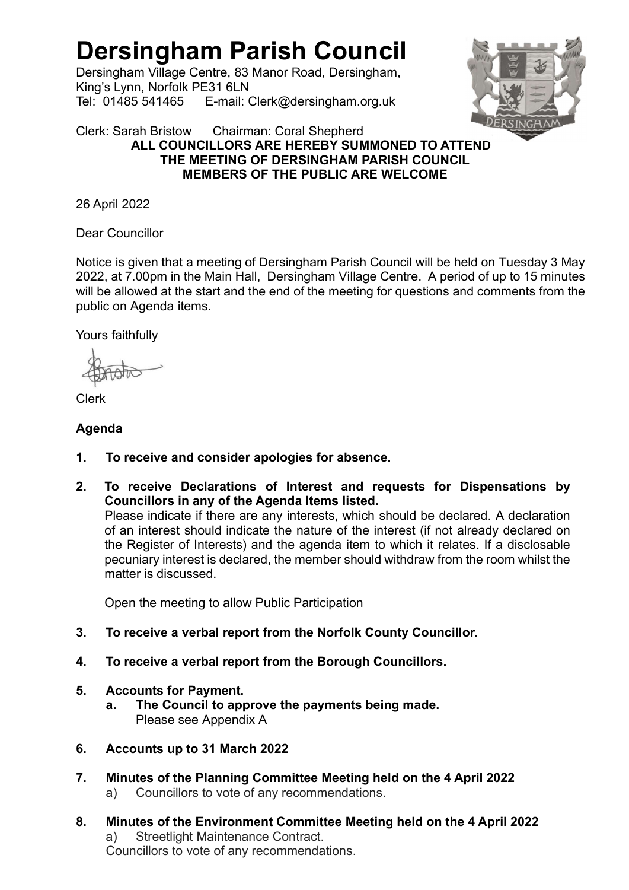# Dersingham Parish Council

Dersingham Village Centre, 83 Manor Road, Dersingham,
King's Lynn, Norfolk PE31 6LN
Tel: 01485 541465 E-mail: Clerk@dersingham.org.uk

Clerk: Sarah Bristow Chairman: Coral Shepherd

**ALL COUNCILLORS ARE HEREBY SUMMONED TO ATTEND THE MEETING OF DERSINGHAM PARISH COUNCIL MEMBERS OF THE PUBLIC ARE WELCOME**

26 April 2022

Dear Councillor

Notice is given that a meeting of Dersingham Parish Council will be held on Tuesday 3 May 2022, at 7.00pm in the Main Hall, Dersingham Village Centre. A period of up to 15 minutes will be allowed at the start and the end of the meeting for questions and comments from the public on Agenda items.

Yours faithfully

Clerk

**Agenda**

1. **To receive and consider apologies for absence.**

2. **To receive Declarations of Interest and requests for Dispensations by Councillors in any of the Agenda Items listed.**
   Please indicate if there are any interests, which should be declared. A declaration of an interest should indicate the nature of the interest (if not already declared on the Register of Interests) and the agenda item to which it relates. If a disclosable pecuniary interest is declared, the member should withdraw from the room whilst the matter is discussed.

   Open the meeting to allow Public Participation

3. **To receive a verbal report from the Norfolk County Councillor.**

4. **To receive a verbal report from the Borough Councillors.**

5. **Accounts for Payment.**
   a. **The Council to approve the payments being made.**
      Please see Appendix A

6. **Accounts up to 31 March 2022**

7. **Minutes of the Planning Committee Meeting held on the 4 April 2022**
   a) Councillors to vote of any recommendations.

8. **Minutes of the Environment Committee Meeting held on the 4 April 2022**
   a) Streetlight Maintenance Contract.
   Councillors to vote of any recommendations.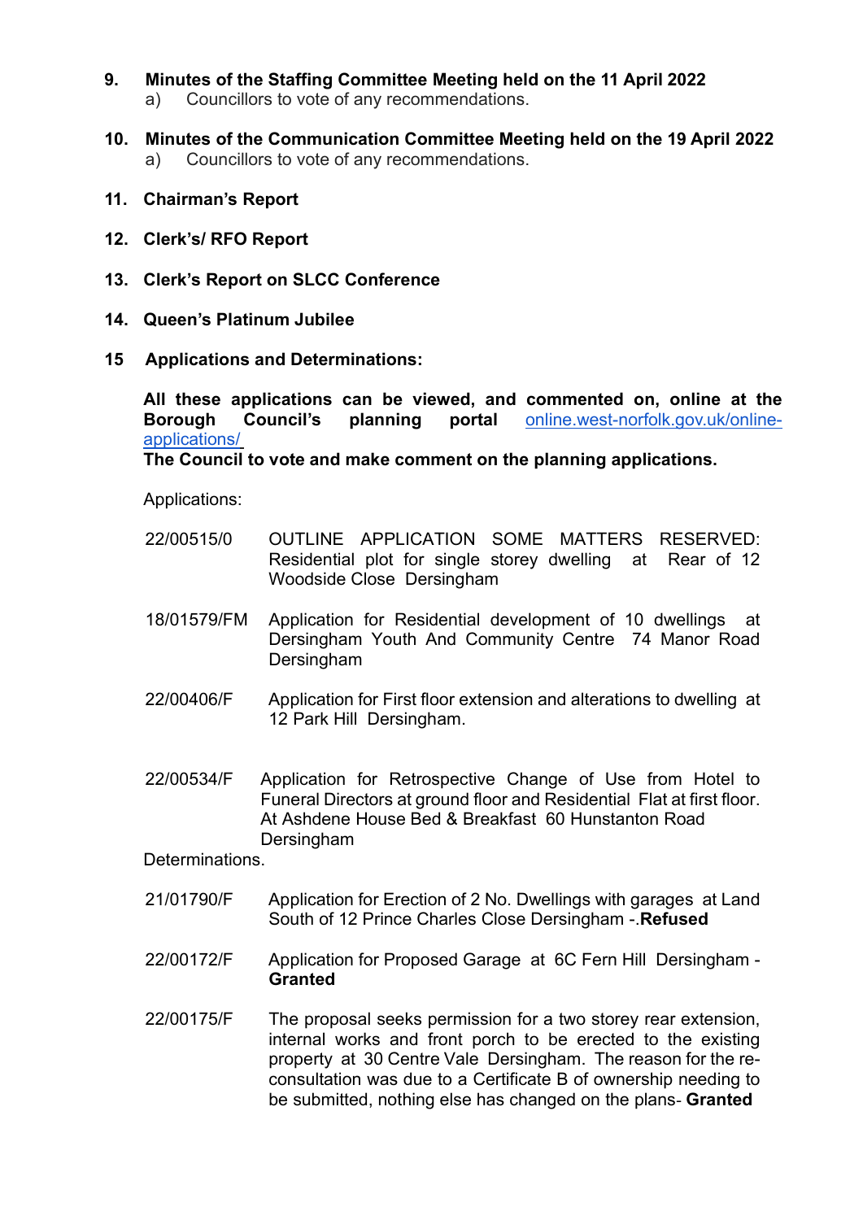**9. Minutes of the Staffing Committee Meeting held on the 11 April 2022**

a) Councillors to vote of any recommendations.

**10. Minutes of the Communication Committee Meeting held on the 19 April 2022**

a) Councillors to vote of any recommendations.

**11. Chairman's Report**

**12. Clerk's/ RFO Report**

**13. Clerk's Report on SLCC Conference**

**14. Queen's Platinum Jubilee**

**15 Applications and Determinations:**

**All these applications can be viewed, and commented on, online at the Borough Council's planning portal** [online.west-norfolk.gov.uk/online-applications/](online.west-norfolk.gov.uk/online-applications/)

**The Council to vote and make comment on the planning applications.**

Applications:

22/00515/0 OUTLINE APPLICATION SOME MATTERS RESERVED: Residential plot for single storey dwelling at Rear of 12 Woodside Close Dersingham

18/01579/FM Application for Residential development of 10 dwellings at Dersingham Youth And Community Centre 74 Manor Road Dersingham

22/00406/F Application for First floor extension and alterations to dwelling at 12 Park Hill Dersingham.

22/00534/F Application for Retrospective Change of Use from Hotel to Funeral Directors at ground floor and Residential Flat at first floor. At Ashdene House Bed & Breakfast 60 Hunstanton Road Dersingham

Determinations.

21/01790/F Application for Erection of 2 No. Dwellings with garages at Land South of 12 Prince Charles Close Dersingham -.**Refused**

22/00172/F Application for Proposed Garage at 6C Fern Hill Dersingham - **Granted**

22/00175/F The proposal seeks permission for a two storey rear extension, internal works and front porch to be erected to the existing property at 30 Centre Vale Dersingham. The reason for the re-consultation was due to a Certificate B of ownership needing to be submitted, nothing else has changed on the plans- **Granted**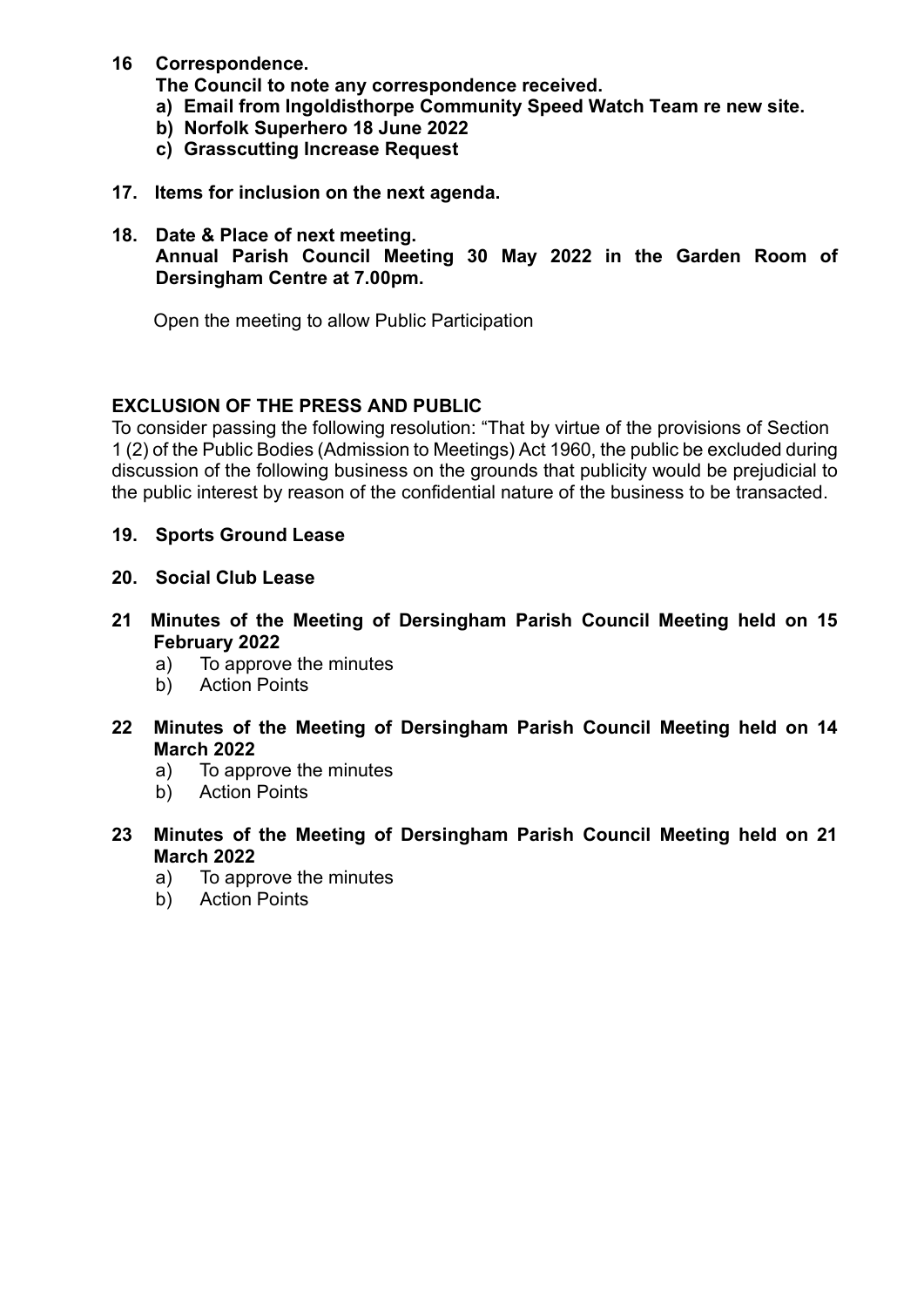**16 Correspondence.**

**The Council to note any correspondence received.**

**a) Email from Ingoldisthorpe Community Speed Watch Team re new site.**

**b) Norfolk Superhero 18 June 2022**

**c) Grasscutting Increase Request**

**17. Items for inclusion on the next agenda.**

**18. Date & Place of next meeting.**

**Annual Parish Council Meeting 30 May 2022 in the Garden Room of Dersingham Centre at 7.00pm.**

Open the meeting to allow Public Participation

**EXCLUSION OF THE PRESS AND PUBLIC**

To consider passing the following resolution: "That by virtue of the provisions of Section 1 (2) of the Public Bodies (Admission to Meetings) Act 1960, the public be excluded during discussion of the following business on the grounds that publicity would be prejudicial to the public interest by reason of the confidential nature of the business to be transacted.

**19. Sports Ground Lease**

**20. Social Club Lease**

**21 Minutes of the Meeting of Dersingham Parish Council Meeting held on 15 February 2022**

a) To approve the minutes

b) Action Points

**22 Minutes of the Meeting of Dersingham Parish Council Meeting held on 14 March 2022**

a) To approve the minutes

b) Action Points

**23 Minutes of the Meeting of Dersingham Parish Council Meeting held on 21 March 2022**

a) To approve the minutes

b) Action Points